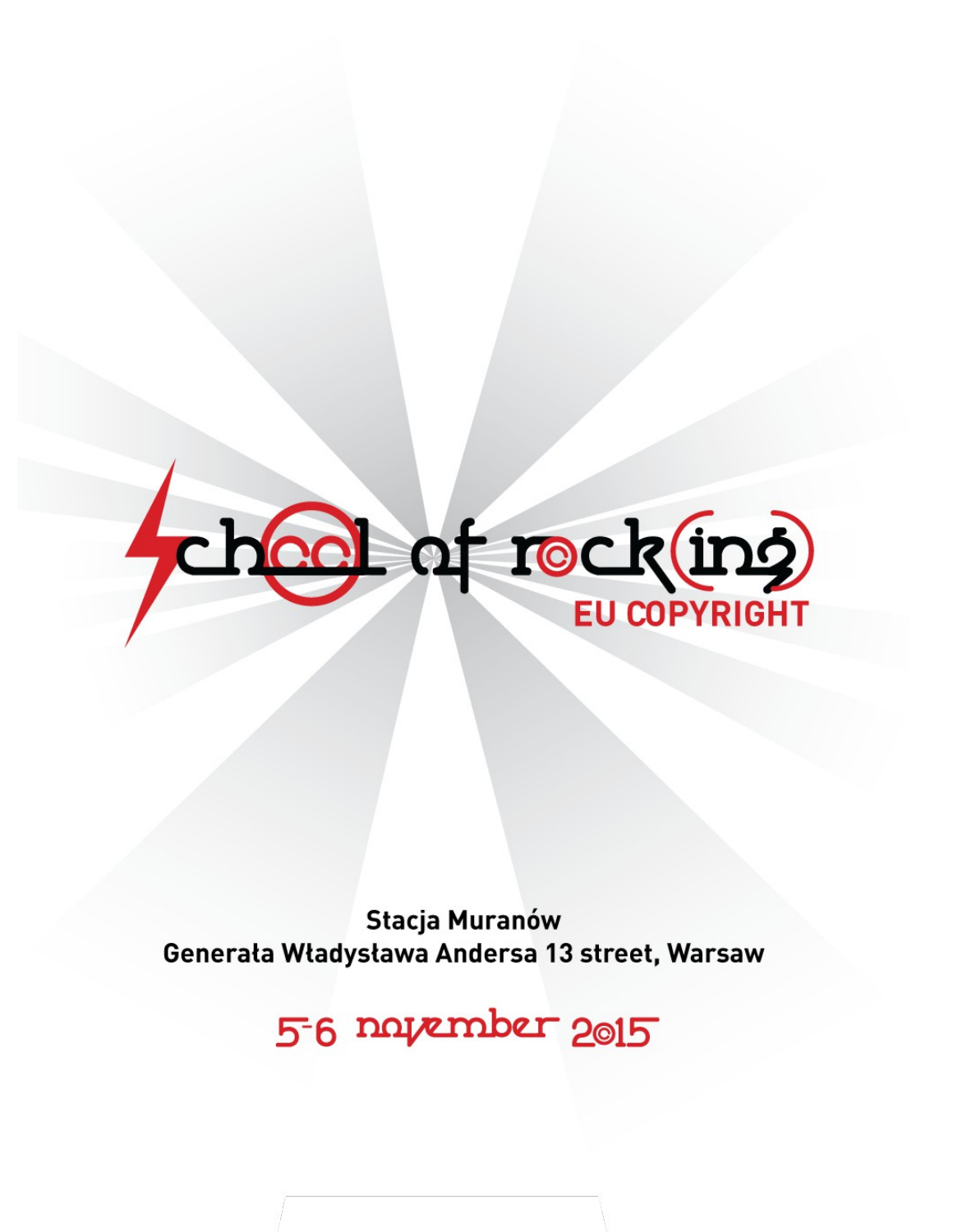# School of Rock(ing) EU Copyright

**Stacja Muranów**
**Generała Władysława Andersa 13 street, Warsaw**

5-6 november 2015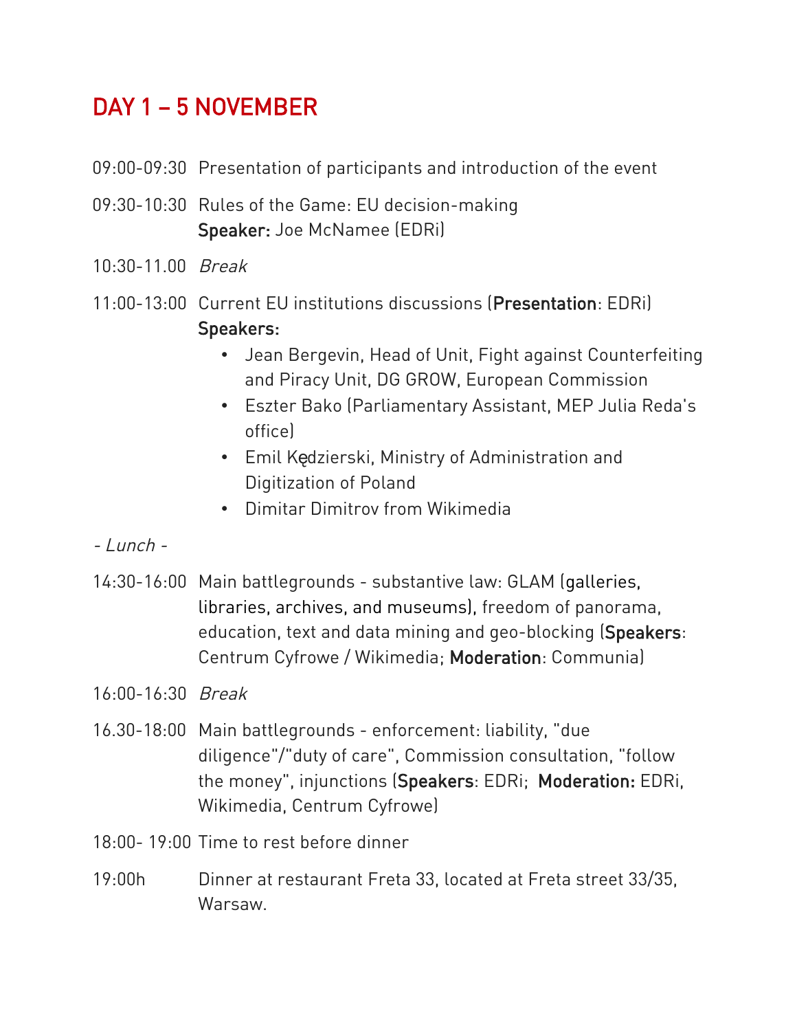# DAY 1 – 5 NOVEMBER

09:00-09:30 Presentation of participants and introduction of the event

09:30-10:30 Rules of the Game: EU decision-making
**Speaker:** Joe McNamee (EDRi)

10:30-11.00 *Break*

11:00-13:00 Current EU institutions discussions (**Presentation**: EDRi)
**Speakers:**

- Jean Bergevin, Head of Unit, Fight against Counterfeiting and Piracy Unit, DG GROW, European Commission
- Eszter Bako (Parliamentary Assistant, MEP Julia Reda's office)
- Emil Kędzierski, Ministry of Administration and Digitization of Poland
- Dimitar Dimitrov from Wikimedia

*- Lunch -*

14:30-16:00 Main battlegrounds - substantive law: GLAM (galleries, libraries, archives, and museums), freedom of panorama, education, text and data mining and geo-blocking (**Speakers**: Centrum Cyfrowe / Wikimedia; **Moderation**: Communia)

16:00-16:30 *Break*

16.30-18:00 Main battlegrounds - enforcement: liability, "due diligence"/"duty of care", Commission consultation, "follow the money", injunctions (**Speakers**: EDRi; **Moderation:** EDRi, Wikimedia, Centrum Cyfrowe)

18:00- 19:00 Time to rest before dinner

19:00h Dinner at restaurant Freta 33, located at Freta street 33/35, Warsaw.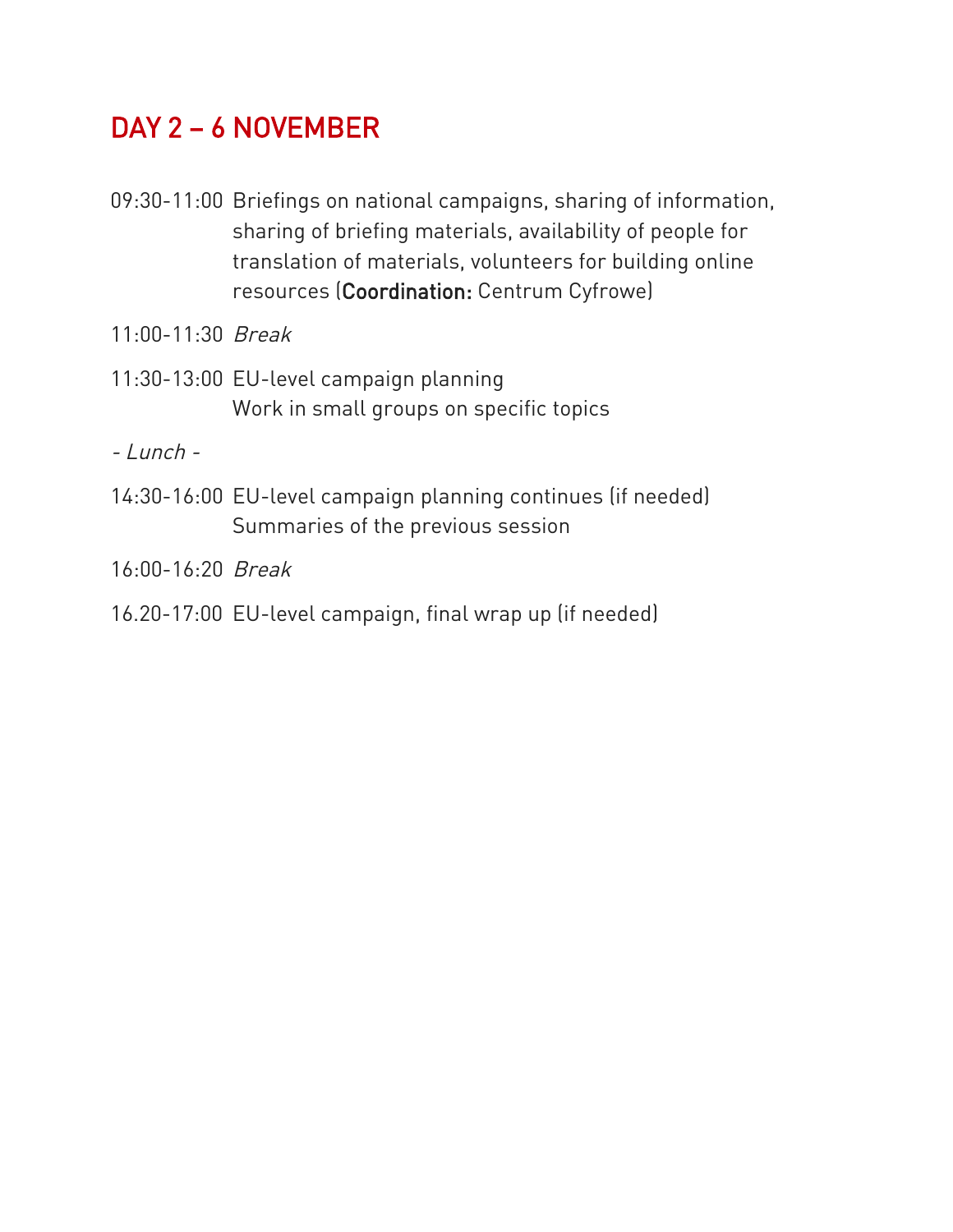## DAY 2 – 6 NOVEMBER

09:30-11:00 Briefings on national campaigns, sharing of information, sharing of briefing materials, availability of people for translation of materials, volunteers for building online resources (**Coordination:** Centrum Cyfrowe)

11:00-11:30 *Break*

11:30-13:00 EU-level campaign planning
Work in small groups on specific topics

*- Lunch -*

14:30-16:00 EU-level campaign planning continues (if needed)
Summaries of the previous session

16:00-16:20 *Break*

16.20-17:00 EU-level campaign, final wrap up (if needed)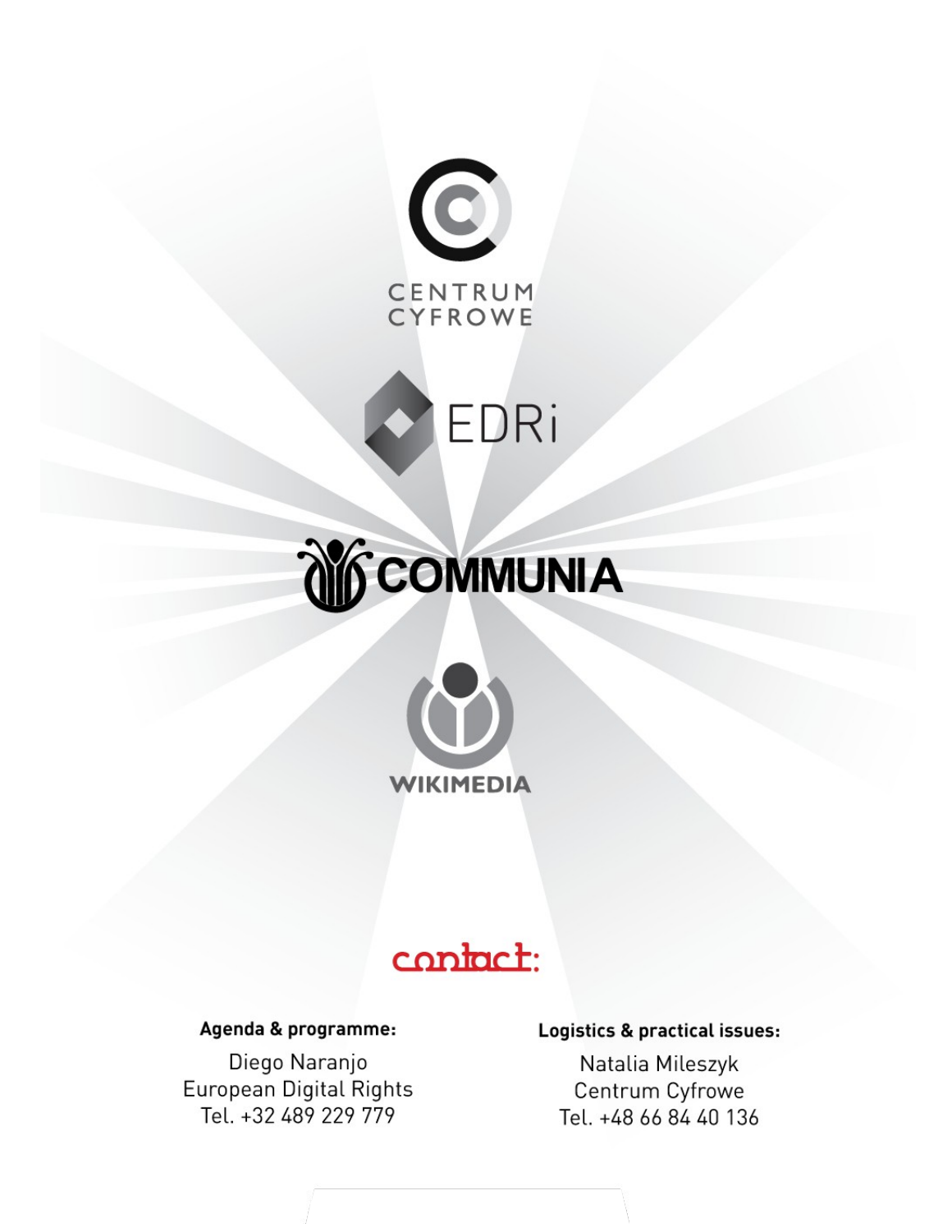CENTRUM CYFROWE

EDRi

COMMUNIA

WIKIMEDIA

## contact:

**Agenda & programme:**

Diego Naranjo
European Digital Rights
Tel. +32 489 229 779

**Logistics & practical issues:**

Natalia Mileszyk
Centrum Cyfrowe
Tel. +48 66 84 40 136